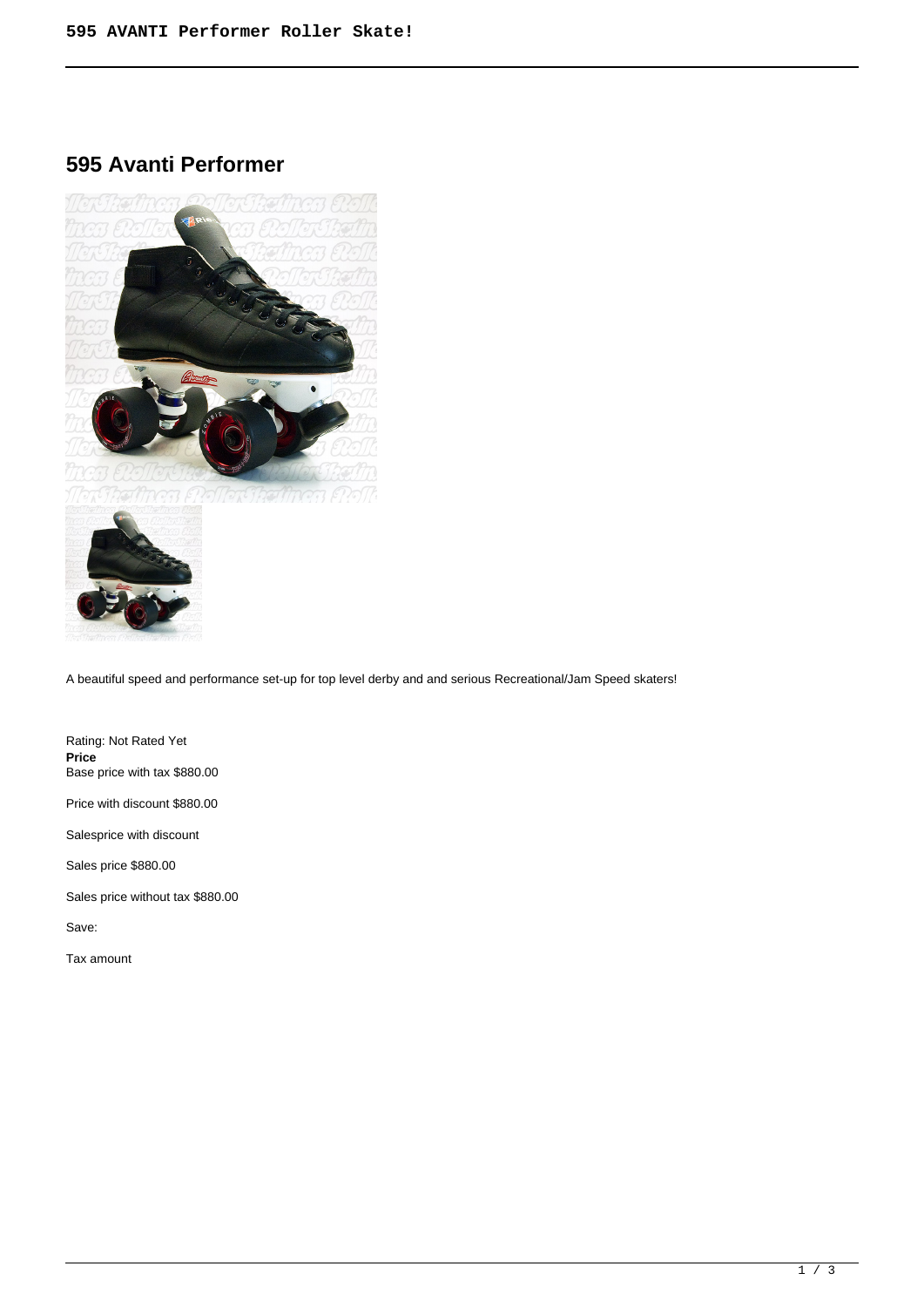# 595 Avanti Performer

A beautiful speed and performance set-up for top level derby and and serious Recreational/Jam Speed skaters!

Rating: Not Rated Yet

**Price**

Base price with tax $880.00

Price with discount $880.00

Salesprice with discount

Sales price $880.00

Sales price without tax $880.00

Save:

Tax amount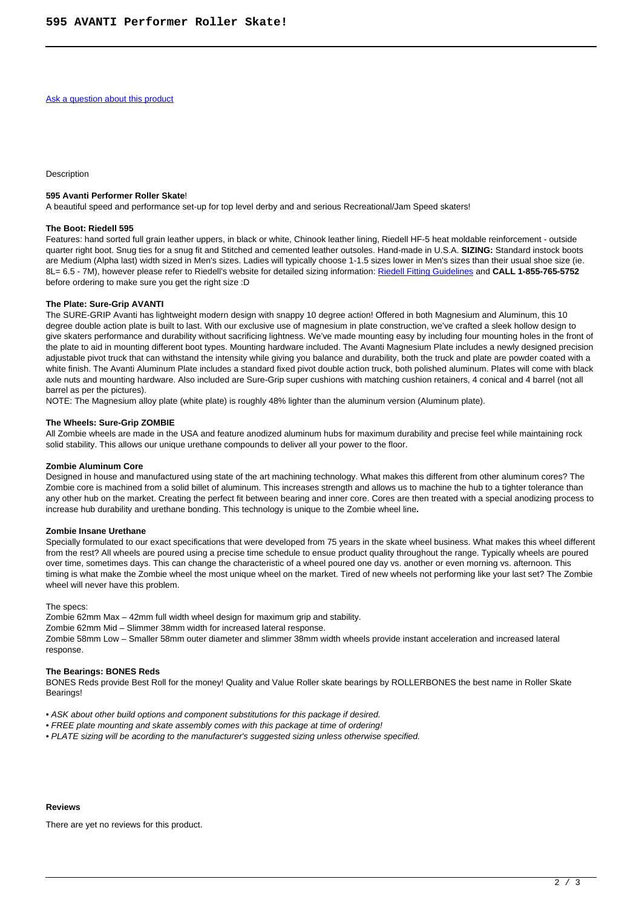# 595 AVANTI Performer Roller Skate!

[Ask a question about this product]

Description

**595 Avanti Performer Roller Skate**!

A beautiful speed and performance set-up for top level derby and and serious Recreational/Jam Speed skaters!

**The Boot: Riedell 595**

Features: hand sorted full grain leather uppers, in black or white, Chinook leather lining, Riedell HF-5 heat moldable reinforcement - outside quarter right boot. Snug ties for a snug fit and Stitched and cemented leather outsoles. Hand-made in U.S.A. **SIZING:** Standard instock boots are Medium (Alpha last) width sized in Men's sizes. Ladies will typically choose 1-1.5 sizes lower in Men's sizes than their usual shoe size (ie. 8L= 6.5 - 7M), however please refer to Riedell's website for detailed sizing information: [Riedell Fitting Guidelines] and **CALL 1-855-765-5752** before ordering to make sure you get the right size :D

**The Plate: Sure-Grip AVANTI**

The SURE-GRIP Avanti has lightweight modern design with snappy 10 degree action! Offered in both Magnesium and Aluminum, this 10 degree double action plate is built to last. With our exclusive use of magnesium in plate construction, we've crafted a sleek hollow design to give skaters performance and durability without sacrificing lightness. We've made mounting easy by including four mounting holes in the front of the plate to aid in mounting different boot types. Mounting hardware included. The Avanti Magnesium Plate includes a newly designed precision adjustable pivot truck that can withstand the intensity while giving you balance and durability, both the truck and plate are powder coated with a white finish. The Avanti Aluminum Plate includes a standard fixed pivot double action truck, both polished aluminum. Plates will come with black axle nuts and mounting hardware. Also included are Sure-Grip super cushions with matching cushion retainers, 4 conical and 4 barrel (not all barrel as per the pictures).

NOTE: The Magnesium alloy plate (white plate) is roughly 48% lighter than the aluminum version (Aluminum plate).

**The Wheels: Sure-Grip ZOMBIE**

All Zombie wheels are made in the USA and feature anodized aluminum hubs for maximum durability and precise feel while maintaining rock solid stability. This allows our unique urethane compounds to deliver all your power to the floor.

**Zombie Aluminum Core**

Designed in house and manufactured using state of the art machining technology. What makes this different from other aluminum cores? The Zombie core is machined from a solid billet of aluminum. This increases strength and allows us to machine the hub to a tighter tolerance than any other hub on the market. Creating the perfect fit between bearing and inner core. Cores are then treated with a special anodizing process to increase hub durability and urethane bonding. This technology is unique to the Zombie wheel line**.**

**Zombie Insane Urethane**

Specially formulated to our exact specifications that were developed from 75 years in the skate wheel business. What makes this wheel different from the rest? All wheels are poured using a precise time schedule to ensue product quality throughout the range. Typically wheels are poured over time, sometimes days. This can change the characteristic of a wheel poured one day vs. another or even morning vs. afternoon. This timing is what make the Zombie wheel the most unique wheel on the market. Tired of new wheels not performing like your last set? The Zombie wheel will never have this problem.

The specs:

Zombie 62mm Max – 42mm full width wheel design for maximum grip and stability.

Zombie 62mm Mid – Slimmer 38mm width for increased lateral response.

Zombie 58mm Low – Smaller 58mm outer diameter and slimmer 38mm width wheels provide instant acceleration and increased lateral response.

**The Bearings: BONES Reds**

BONES Reds provide Best Roll for the money! Quality and Value Roller skate bearings by ROLLERBONES the best name in Roller Skate Bearings!

- *ASK about other build options and component substitutions for this package if desired.*
- *FREE plate mounting and skate assembly comes with this package at time of ordering!*
- *PLATE sizing will be acording to the manufacturer's suggested sizing unless otherwise specified.*

**Reviews**

There are yet no reviews for this product.